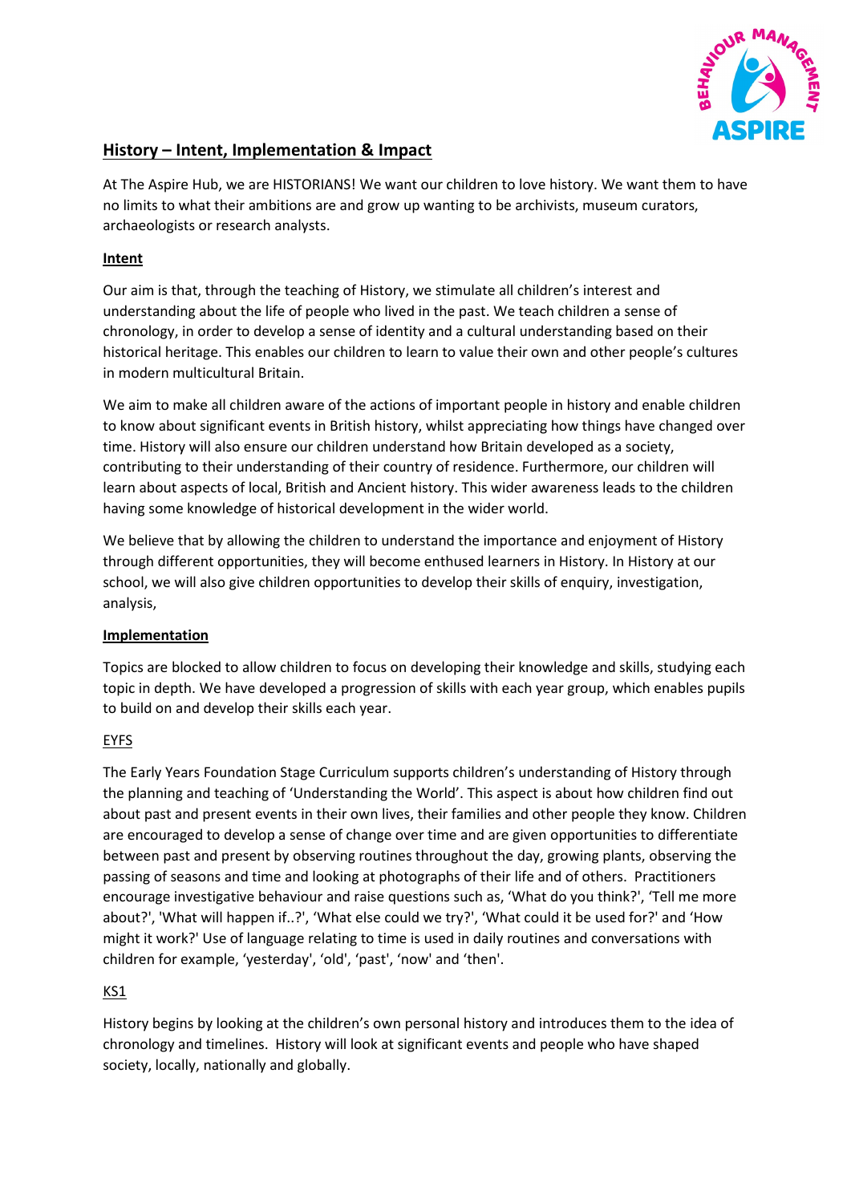## History – Intent, Implementation & Impact

At The Aspire Hub, we are HISTORIANS! We want our children to love history. We want them to have no limits to what their ambitions are and grow up wanting to be archivists, museum curators, archaeologists or research analysts.

### Intent

Our aim is that, through the teaching of History, we stimulate all children's interest and understanding about the life of people who lived in the past. We teach children a sense of chronology, in order to develop a sense of identity and a cultural understanding based on their historical heritage. This enables our children to learn to value their own and other people's cultures in modern multicultural Britain.

We aim to make all children aware of the actions of important people in history and enable children to know about significant events in British history, whilst appreciating how things have changed over time. History will also ensure our children understand how Britain developed as a society, contributing to their understanding of their country of residence. Furthermore, our children will learn about aspects of local, British and Ancient history. This wider awareness leads to the children having some knowledge of historical development in the wider world.

We believe that by allowing the children to understand the importance and enjoyment of History through different opportunities, they will become enthused learners in History. In History at our school, we will also give children opportunities to develop their skills of enquiry, investigation, analysis,

### Implementation

Topics are blocked to allow children to focus on developing their knowledge and skills, studying each topic in depth. We have developed a progression of skills with each year group, which enables pupils to build on and develop their skills each year.

#### EYFS

The Early Years Foundation Stage Curriculum supports children's understanding of History through the planning and teaching of 'Understanding the World'. This aspect is about how children find out about past and present events in their own lives, their families and other people they know. Children are encouraged to develop a sense of change over time and are given opportunities to differentiate between past and present by observing routines throughout the day, growing plants, observing the passing of seasons and time and looking at photographs of their life and of others. Practitioners encourage investigative behaviour and raise questions such as, 'What do you think?', 'Tell me more about?', 'What will happen if..?', 'What else could we try?', 'What could it be used for?' and 'How might it work?' Use of language relating to time is used in daily routines and conversations with children for example, 'yesterday', 'old', 'past', 'now' and 'then'.

#### KS1

History begins by looking at the children's own personal history and introduces them to the idea of chronology and timelines. History will look at significant events and people who have shaped society, locally, nationally and globally.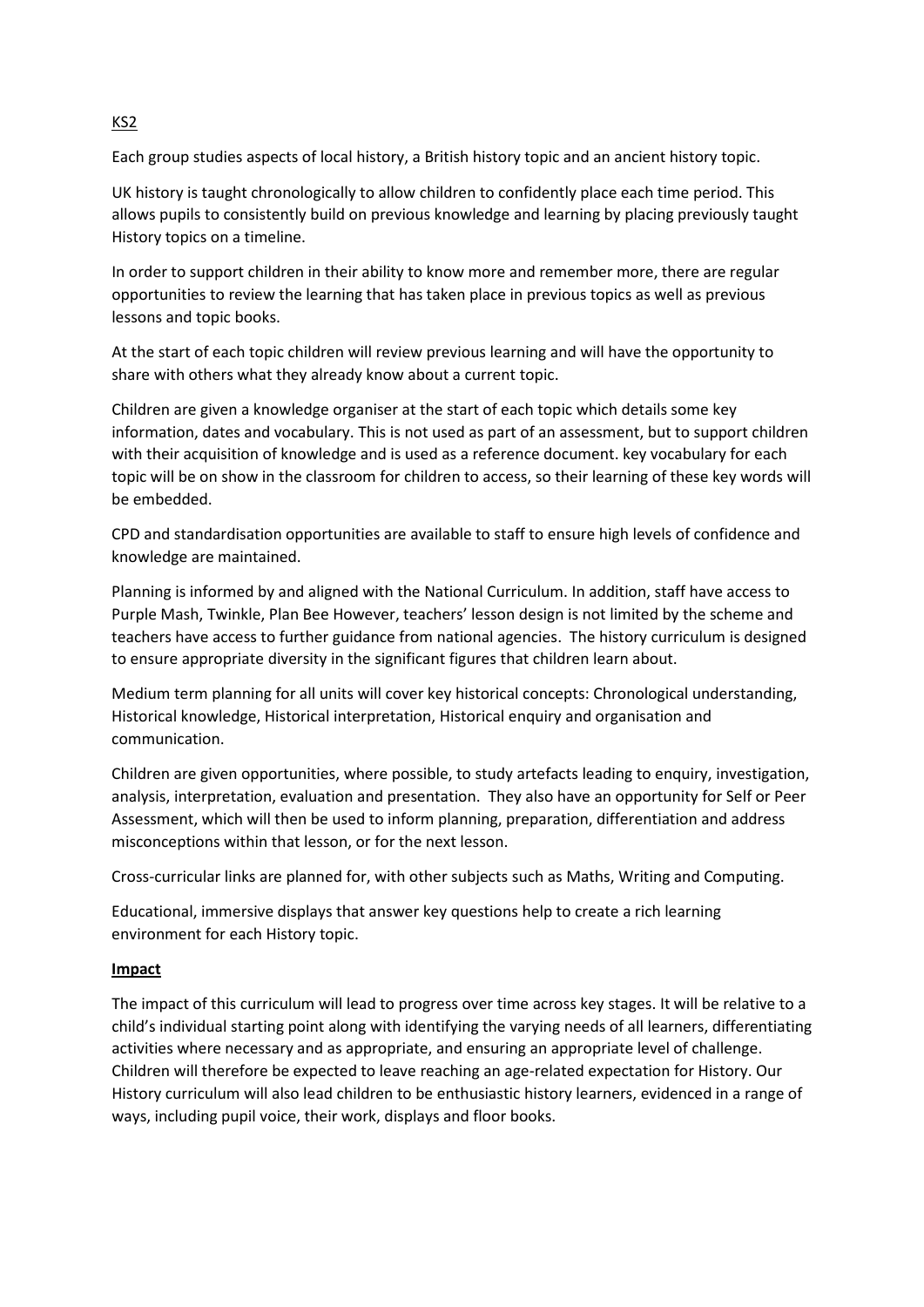<u>KS2</u>

Each group studies aspects of local history, a British history topic and an ancient history topic.

UK history is taught chronologically to allow children to confidently place each time period. This allows pupils to consistently build on previous knowledge and learning by placing previously taught History topics on a timeline.

In order to support children in their ability to know more and remember more, there are regular opportunities to review the learning that has taken place in previous topics as well as previous lessons and topic books.

At the start of each topic children will review previous learning and will have the opportunity to share with others what they already know about a current topic.

Children are given a knowledge organiser at the start of each topic which details some key information, dates and vocabulary. This is not used as part of an assessment, but to support children with their acquisition of knowledge and is used as a reference document. key vocabulary for each topic will be on show in the classroom for children to access, so their learning of these key words will be embedded.

CPD and standardisation opportunities are available to staff to ensure high levels of confidence and knowledge are maintained.

Planning is informed by and aligned with the National Curriculum. In addition, staff have access to Purple Mash, Twinkle, Plan Bee However, teachers' lesson design is not limited by the scheme and teachers have access to further guidance from national agencies. The history curriculum is designed to ensure appropriate diversity in the significant figures that children learn about.

Medium term planning for all units will cover key historical concepts: Chronological understanding, Historical knowledge, Historical interpretation, Historical enquiry and organisation and communication.

Children are given opportunities, where possible, to study artefacts leading to enquiry, investigation, analysis, interpretation, evaluation and presentation. They also have an opportunity for Self or Peer Assessment, which will then be used to inform planning, preparation, differentiation and address misconceptions within that lesson, or for the next lesson.

Cross-curricular links are planned for, with other subjects such as Maths, Writing and Computing.

Educational, immersive displays that answer key questions help to create a rich learning environment for each History topic.

## Impact

The impact of this curriculum will lead to progress over time across key stages. It will be relative to a child's individual starting point along with identifying the varying needs of all learners, differentiating activities where necessary and as appropriate, and ensuring an appropriate level of challenge. Children will therefore be expected to leave reaching an age-related expectation for History. Our History curriculum will also lead children to be enthusiastic history learners, evidenced in a range of ways, including pupil voice, their work, displays and floor books.